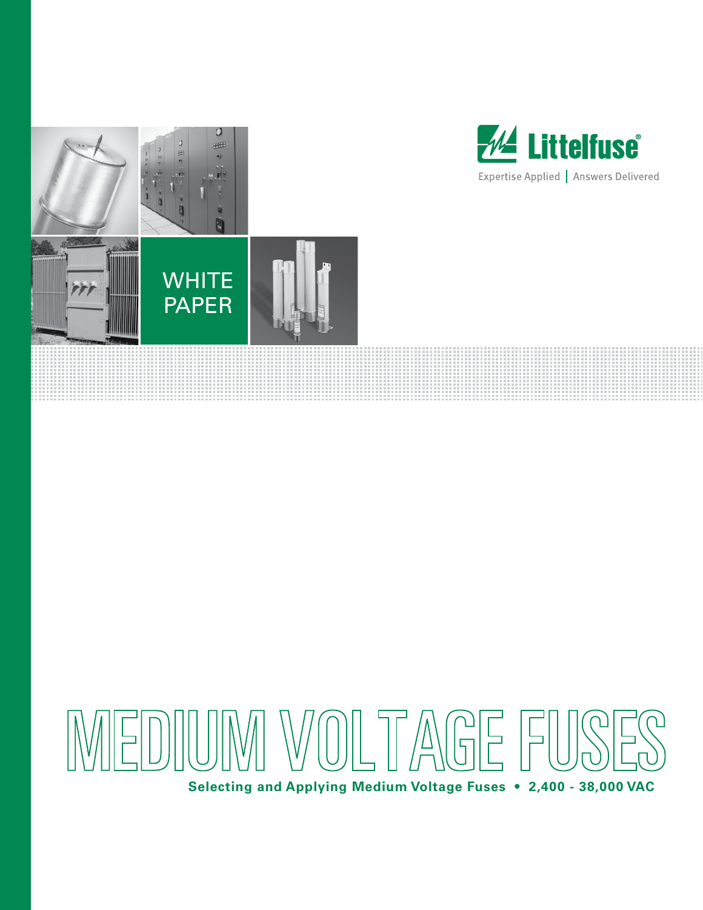Littelfuse®

Expertise Applied | Answers Delivered

WHITE PAPER

# MEDIUM VOLTAGE FUSES

**Selecting and Applying Medium Voltage Fuses • 2,400 - 38,000 VAC**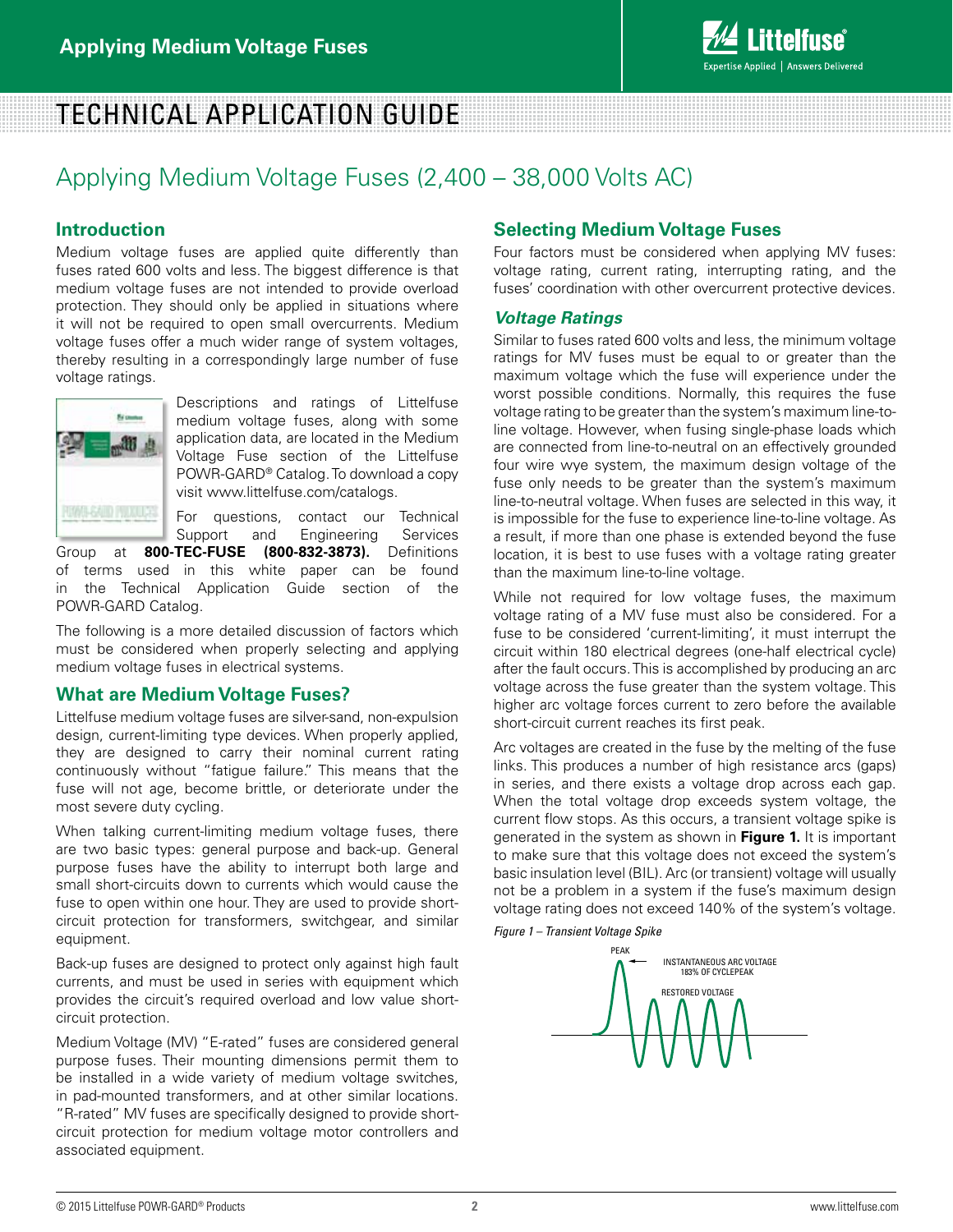# Applying Medium Voltage Fuses (2,400 – 38,000 Volts AC)

## Introduction

Medium voltage fuses are applied quite differently than fuses rated 600 volts and less. The biggest difference is that medium voltage fuses are not intended to provide overload protection. They should only be applied in situations where it will not be required to open small overcurrents. Medium voltage fuses offer a much wider range of system voltages, thereby resulting in a correspondingly large number of fuse voltage ratings.

Descriptions and ratings of Littelfuse medium voltage fuses, along with some application data, are located in the Medium Voltage Fuse section of the Littelfuse POWR-GARD® Catalog. To download a copy visit www.littelfuse.com/catalogs.

For questions, contact our Technical Support and Engineering Services Group at **800-TEC-FUSE (800-832-3873).** Definitions of terms used in this white paper can be found in the Technical Application Guide section of the POWR-GARD Catalog.

The following is a more detailed discussion of factors which must be considered when properly selecting and applying medium voltage fuses in electrical systems.

## What are Medium Voltage Fuses?

Littelfuse medium voltage fuses are silver-sand, non-expulsion design, current-limiting type devices. When properly applied, they are designed to carry their nominal current rating continuously without "fatigue failure." This means that the fuse will not age, become brittle, or deteriorate under the most severe duty cycling.

When talking current-limiting medium voltage fuses, there are two basic types: general purpose and back-up. General purpose fuses have the ability to interrupt both large and small short-circuits down to currents which would cause the fuse to open within one hour. They are used to provide short-circuit protection for transformers, switchgear, and similar equipment.

Back-up fuses are designed to protect only against high fault currents, and must be used in series with equipment which provides the circuit's required overload and low value short-circuit protection.

Medium Voltage (MV) "E-rated" fuses are considered general purpose fuses. Their mounting dimensions permit them to be installed in a wide variety of medium voltage switches, in pad-mounted transformers, and at other similar locations. "R-rated" MV fuses are specifically designed to provide short-circuit protection for medium voltage motor controllers and associated equipment.

## Selecting Medium Voltage Fuses

Four factors must be considered when applying MV fuses: voltage rating, current rating, interrupting rating, and the fuses' coordination with other overcurrent protective devices.

### *Voltage Ratings*

Similar to fuses rated 600 volts and less, the minimum voltage ratings for MV fuses must be equal to or greater than the maximum voltage which the fuse will experience under the worst possible conditions. Normally, this requires the fuse voltage rating to be greater than the system's maximum line-to-line voltage. However, when fusing single-phase loads which are connected from line-to-neutral on an effectively grounded four wire wye system, the maximum design voltage of the fuse only needs to be greater than the system's maximum line-to-neutral voltage. When fuses are selected in this way, it is impossible for the fuse to experience line-to-line voltage. As a result, if more than one phase is extended beyond the fuse location, it is best to use fuses with a voltage rating greater than the maximum line-to-line voltage.

While not required for low voltage fuses, the maximum voltage rating of a MV fuse must also be considered. For a fuse to be considered 'current-limiting', it must interrupt the circuit within 180 electrical degrees (one-half electrical cycle) after the fault occurs. This is accomplished by producing an arc voltage across the fuse greater than the system voltage. This higher arc voltage forces current to zero before the available short-circuit current reaches its first peak.

Arc voltages are created in the fuse by the melting of the fuse links. This produces a number of high resistance arcs (gaps) in series, and there exists a voltage drop across each gap. When the total voltage drop exceeds system voltage, the current flow stops. As this occurs, a transient voltage spike is generated in the system as shown in **Figure 1.** It is important to make sure that this voltage does not exceed the system's basic insulation level (BIL). Arc (or transient) voltage will usually not be a problem in a system if the fuse's maximum design voltage rating does not exceed 140% of the system's voltage.

*Figure 1 – Transient Voltage Spike*

PEAK

INSTANTANEOUS ARC VOLTAGE 183% OF CYCLEPEAK

RESTORED VOLTAGE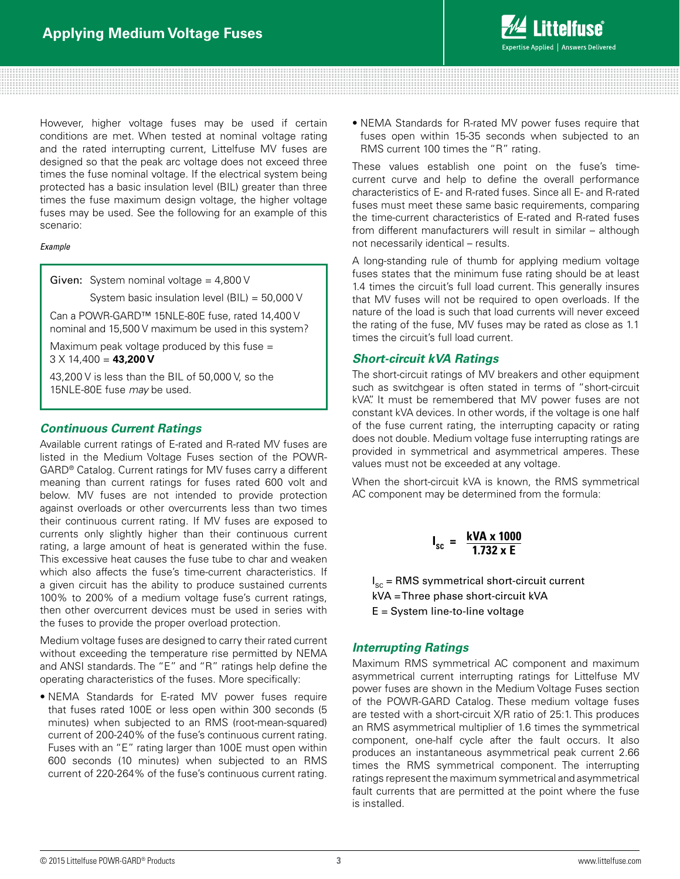However, higher voltage fuses may be used if certain conditions are met. When tested at nominal voltage rating and the rated interrupting current, Littelfuse MV fuses are designed so that the peak arc voltage does not exceed three times the fuse nominal voltage. If the electrical system being protected has a basic insulation level (BIL) greater than three times the fuse maximum design voltage, the higher voltage fuses may be used. See the following for an example of this scenario:

*Example*

> Given: System nominal voltage = 4,800 V
>
> System basic insulation level (BIL) = 50,000 V
>
> Can a POWR-GARD™ 15NLE-80E fuse, rated 14,400 V nominal and 15,500 V maximum be used in this system?
>
> Maximum peak voltage produced by this fuse = 3 X 14,400 = **43,200 V**
>
> 43,200 V is less than the BIL of 50,000 V, so the 15NLE-80E fuse *may* be used.

## *Continuous Current Ratings*

Available current ratings of E-rated and R-rated MV fuses are listed in the Medium Voltage Fuses section of the POWR-GARD® Catalog. Current ratings for MV fuses carry a different meaning than current ratings for fuses rated 600 volt and below. MV fuses are not intended to provide protection against overloads or other overcurrents less than two times their continuous current rating. If MV fuses are exposed to currents only slightly higher than their continuous current rating, a large amount of heat is generated within the fuse. This excessive heat causes the fuse tube to char and weaken which also affects the fuse's time-current characteristics. If a given circuit has the ability to produce sustained currents 100% to 200% of a medium voltage fuse's current ratings, then other overcurrent devices must be used in series with the fuses to provide the proper overload protection.

Medium voltage fuses are designed to carry their rated current without exceeding the temperature rise permitted by NEMA and ANSI standards. The "E" and "R" ratings help define the operating characteristics of the fuses. More specifically:

- NEMA Standards for E-rated MV power fuses require that fuses rated 100E or less open within 300 seconds (5 minutes) when subjected to an RMS (root-mean-squared) current of 200-240% of the fuse's continuous current rating. Fuses with an "E" rating larger than 100E must open within 600 seconds (10 minutes) when subjected to an RMS current of 220-264% of the fuse's continuous current rating.
- NEMA Standards for R-rated MV power fuses require that fuses open within 15-35 seconds when subjected to an RMS current 100 times the "R" rating.

These values establish one point on the fuse's time-current curve and help to define the overall performance characteristics of E- and R-rated fuses. Since all E- and R-rated fuses must meet these same basic requirements, comparing the time-current characteristics of E-rated and R-rated fuses from different manufacturers will result in similar – although not necessarily identical – results.

A long-standing rule of thumb for applying medium voltage fuses states that the minimum fuse rating should be at least 1.4 times the circuit's full load current. This generally insures that MV fuses will not be required to open overloads. If the nature of the load is such that load currents will never exceed the rating of the fuse, MV fuses may be rated as close as 1.1 times the circuit's full load current.

## *Short-circuit kVA Ratings*

The short-circuit ratings of MV breakers and other equipment such as switchgear is often stated in terms of "short-circuit kVA". It must be remembered that MV power fuses are not constant kVA devices. In other words, if the voltage is one half of the fuse current rating, the interrupting capacity or rating does not double. Medium voltage fuse interrupting ratings are provided in symmetrical and asymmetrical amperes. These values must not be exceeded at any voltage.

When the short-circuit kVA is known, the RMS symmetrical AC component may be determined from the formula:

$$I_{sc} = \frac{\text{kVA} \times 1000}{1.732 \times E}$$

$I_{sc}$ = RMS symmetrical short-circuit current
kVA = Three phase short-circuit kVA
$E$ = System line-to-line voltage

## *Interrupting Ratings*

Maximum RMS symmetrical AC component and maximum asymmetrical current interrupting ratings for Littelfuse MV power fuses are shown in the Medium Voltage Fuses section of the POWR-GARD Catalog. These medium voltage fuses are tested with a short-circuit X/R ratio of 25:1. This produces an RMS asymmetrical multiplier of 1.6 times the symmetrical component, one-half cycle after the fault occurs. It also produces an instantaneous asymmetrical peak current 2.66 times the RMS symmetrical component. The interrupting ratings represent the maximum symmetrical and asymmetrical fault currents that are permitted at the point where the fuse is installed.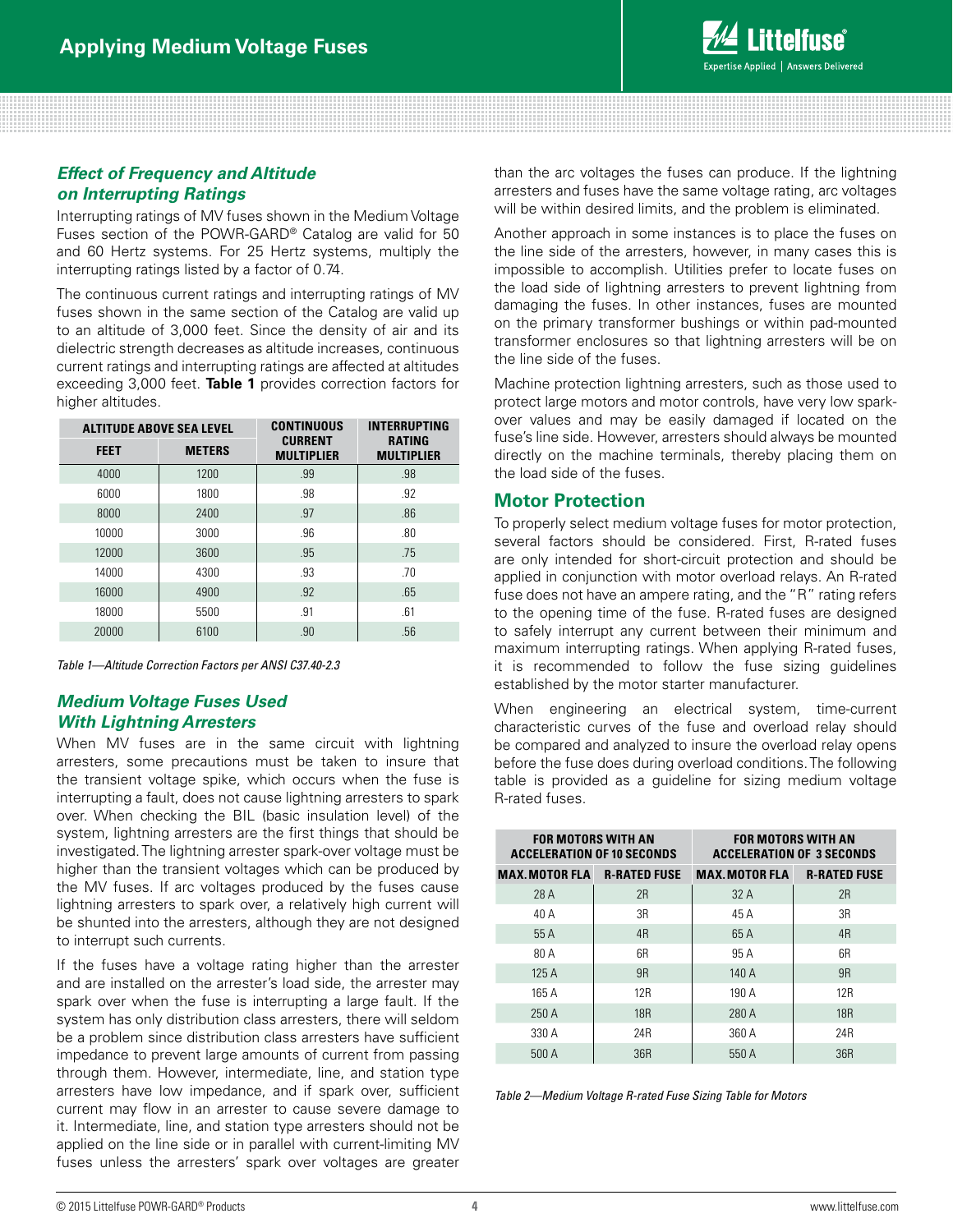### *Effect of Frequency and Altitude on Interrupting Ratings*

Interrupting ratings of MV fuses shown in the Medium Voltage Fuses section of the POWR-GARD® Catalog are valid for 50 and 60 Hertz systems. For 25 Hertz systems, multiply the interrupting ratings listed by a factor of 0.74.

The continuous current ratings and interrupting ratings of MV fuses shown in the same section of the Catalog are valid up to an altitude of 3,000 feet. Since the density of air and its dielectric strength decreases as altitude increases, continuous current ratings and interrupting ratings are affected at altitudes exceeding 3,000 feet. **Table 1** provides correction factors for higher altitudes.

| ALTITUDE ABOVE SEA LEVEL | | CONTINUOUS CURRENT MULTIPLIER | INTERRUPTING RATING MULTIPLIER |
|---|---|---|---|
| FEET | METERS | | |
| 4000 | 1200 | .99 | .98 |
| 6000 | 1800 | .98 | .92 |
| 8000 | 2400 | .97 | .86 |
| 10000 | 3000 | .96 | .80 |
| 12000 | 3600 | .95 | .75 |
| 14000 | 4300 | .93 | .70 |
| 16000 | 4900 | .92 | .65 |
| 18000 | 5500 | .91 | .61 |
| 20000 | 6100 | .90 | .56 |

*Table 1—Altitude Correction Factors per ANSI C37.40-2.3*

### *Medium Voltage Fuses Used With Lightning Arresters*

When MV fuses are in the same circuit with lightning arresters, some precautions must be taken to insure that the transient voltage spike, which occurs when the fuse is interrupting a fault, does not cause lightning arresters to spark over. When checking the BIL (basic insulation level) of the system, lightning arresters are the first things that should be investigated. The lightning arrester spark-over voltage must be higher than the transient voltages which can be produced by the MV fuses. If arc voltages produced by the fuses cause lightning arresters to spark over, a relatively high current will be shunted into the arresters, although they are not designed to interrupt such currents.

If the fuses have a voltage rating higher than the arrester and are installed on the arrester's load side, the arrester may spark over when the fuse is interrupting a large fault. If the system has only distribution class arresters, there will seldom be a problem since distribution class arresters have sufficient impedance to prevent large amounts of current from passing through them. However, intermediate, line, and station type arresters have low impedance, and if spark over, sufficient current may flow in an arrester to cause severe damage to it. Intermediate, line, and station type arresters should not be applied on the line side or in parallel with current-limiting MV fuses unless the arresters' spark over voltages are greater than the arc voltages the fuses can produce. If the lightning arresters and fuses have the same voltage rating, arc voltages will be within desired limits, and the problem is eliminated.

Another approach in some instances is to place the fuses on the line side of the arresters, however, in many cases this is impossible to accomplish. Utilities prefer to locate fuses on the load side of lightning arresters to prevent lightning from damaging the fuses. In other instances, fuses are mounted on the primary transformer bushings or within pad-mounted transformer enclosures so that lightning arresters will be on the line side of the fuses.

Machine protection lightning arresters, such as those used to protect large motors and motor controls, have very low spark-over values and may be easily damaged if located on the fuse's line side. However, arresters should always be mounted directly on the machine terminals, thereby placing them on the load side of the fuses.

## Motor Protection

To properly select medium voltage fuses for motor protection, several factors should be considered. First, R-rated fuses are only intended for short-circuit protection and should be applied in conjunction with motor overload relays. An R-rated fuse does not have an ampere rating, and the "R" rating refers to the opening time of the fuse. R-rated fuses are designed to safely interrupt any current between their minimum and maximum interrupting ratings. When applying R-rated fuses, it is recommended to follow the fuse sizing guidelines established by the motor starter manufacturer.

When engineering an electrical system, time-current characteristic curves of the fuse and overload relay should be compared and analyzed to insure the overload relay opens before the fuse does during overload conditions. The following table is provided as a guideline for sizing medium voltage R-rated fuses.

| FOR MOTORS WITH AN ACCELERATION OF 10 SECONDS | | FOR MOTORS WITH AN ACCELERATION OF 3 SECONDS | |
|---|---|---|---|
| MAX. MOTOR FLA | R-RATED FUSE | MAX. MOTOR FLA | R-RATED FUSE |
| 28 A | 2R | 32 A | 2R |
| 40 A | 3R | 45 A | 3R |
| 55 A | 4R | 65 A | 4R |
| 80 A | 6R | 95 A | 6R |
| 125 A | 9R | 140 A | 9R |
| 165 A | 12R | 190 A | 12R |
| 250 A | 18R | 280 A | 18R |
| 330 A | 24R | 360 A | 24R |
| 500 A | 36R | 550 A | 36R |

*Table 2—Medium Voltage R-rated Fuse Sizing Table for Motors*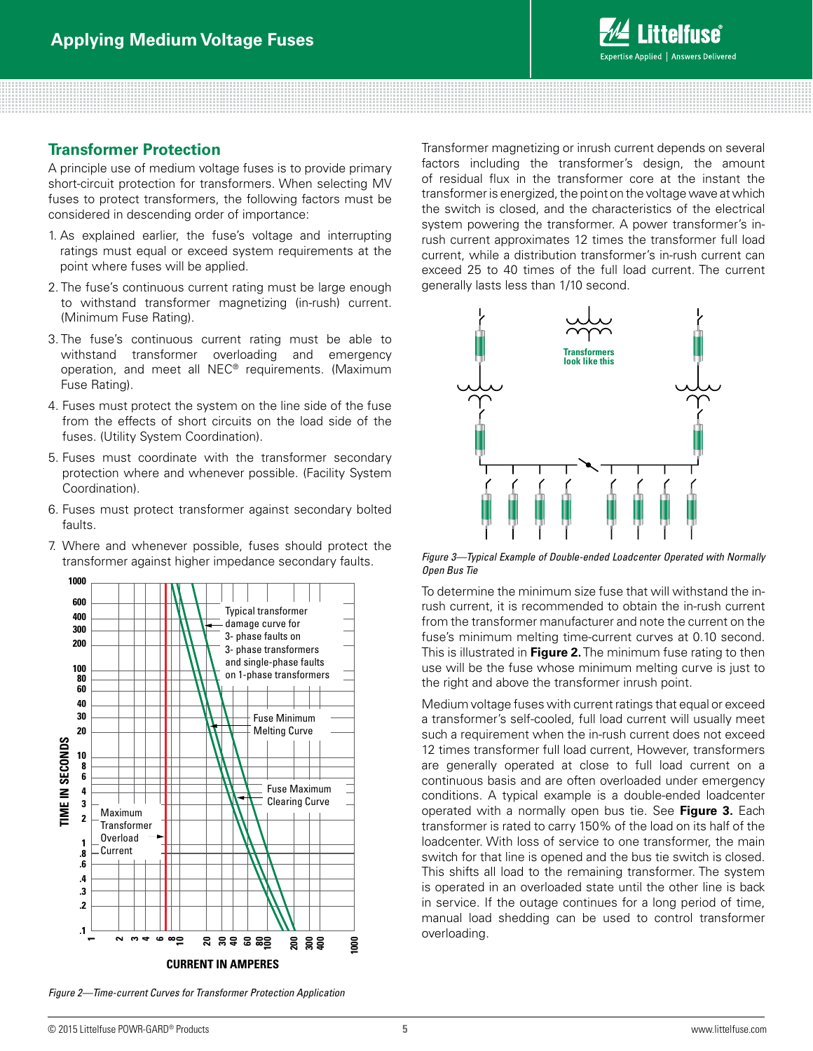## Transformer Protection

A principle use of medium voltage fuses is to provide primary short-circuit protection for transformers. When selecting MV fuses to protect transformers, the following factors must be considered in descending order of importance:

1. As explained earlier, the fuse's voltage and interrupting ratings must equal or exceed system requirements at the point where fuses will be applied.
2. The fuse's continuous current rating must be large enough to withstand transformer magnetizing (in-rush) current. (Minimum Fuse Rating).
3. The fuse's continuous current rating must be able to withstand transformer overloading and emergency operation, and meet all NEC® requirements. (Maximum Fuse Rating).
4. Fuses must protect the system on the line side of the fuse from the effects of short circuits on the load side of the fuses. (Utility System Coordination).
5. Fuses must coordinate with the transformer secondary protection where and whenever possible. (Facility System Coordination).
6. Fuses must protect transformer against secondary bolted faults.
7. Where and whenever possible, fuses should protect the transformer against higher impedance secondary faults.

*Figure 2—Time-current Curves for Transformer Protection Application*

Transformer magnetizing or inrush current depends on several factors including the transformer's design, the amount of residual flux in the transformer core at the instant the transformer is energized, the point on the voltage wave at which the switch is closed, and the characteristics of the electrical system powering the transformer. A power transformer's in-rush current approximates 12 times the transformer full load current, while a distribution transformer's in-rush current can exceed 25 to 40 times of the full load current. The current generally lasts less than 1/10 second.

*Figure 3—Typical Example of Double-ended Loadcenter Operated with Normally Open Bus Tie*

To determine the minimum size fuse that will withstand the in-rush current, it is recommended to obtain the in-rush current from the transformer manufacturer and note the current on the fuse's minimum melting time-current curves at 0.10 second. This is illustrated in **Figure 2.** The minimum fuse rating to then use will be the fuse whose minimum melting curve is just to the right and above the transformer inrush point.

Medium voltage fuses with current ratings that equal or exceed a transformer's self-cooled, full load current will usually meet such a requirement when the in-rush current does not exceed 12 times transformer full load current, However, transformers are generally operated at close to full load current on a continuous basis and are often overloaded under emergency conditions. A typical example is a double-ended loadcenter operated with a normally open bus tie. See **Figure 3.** Each transformer is rated to carry 150% of the load on its half of the loadcenter. With loss of service to one transformer, the main switch for that line is opened and the bus tie switch is closed. This shifts all load to the remaining transformer. The system is operated in an overloaded state until the other line is back in service. If the outage continues for a long period of time, manual load shedding can be used to control transformer overloading.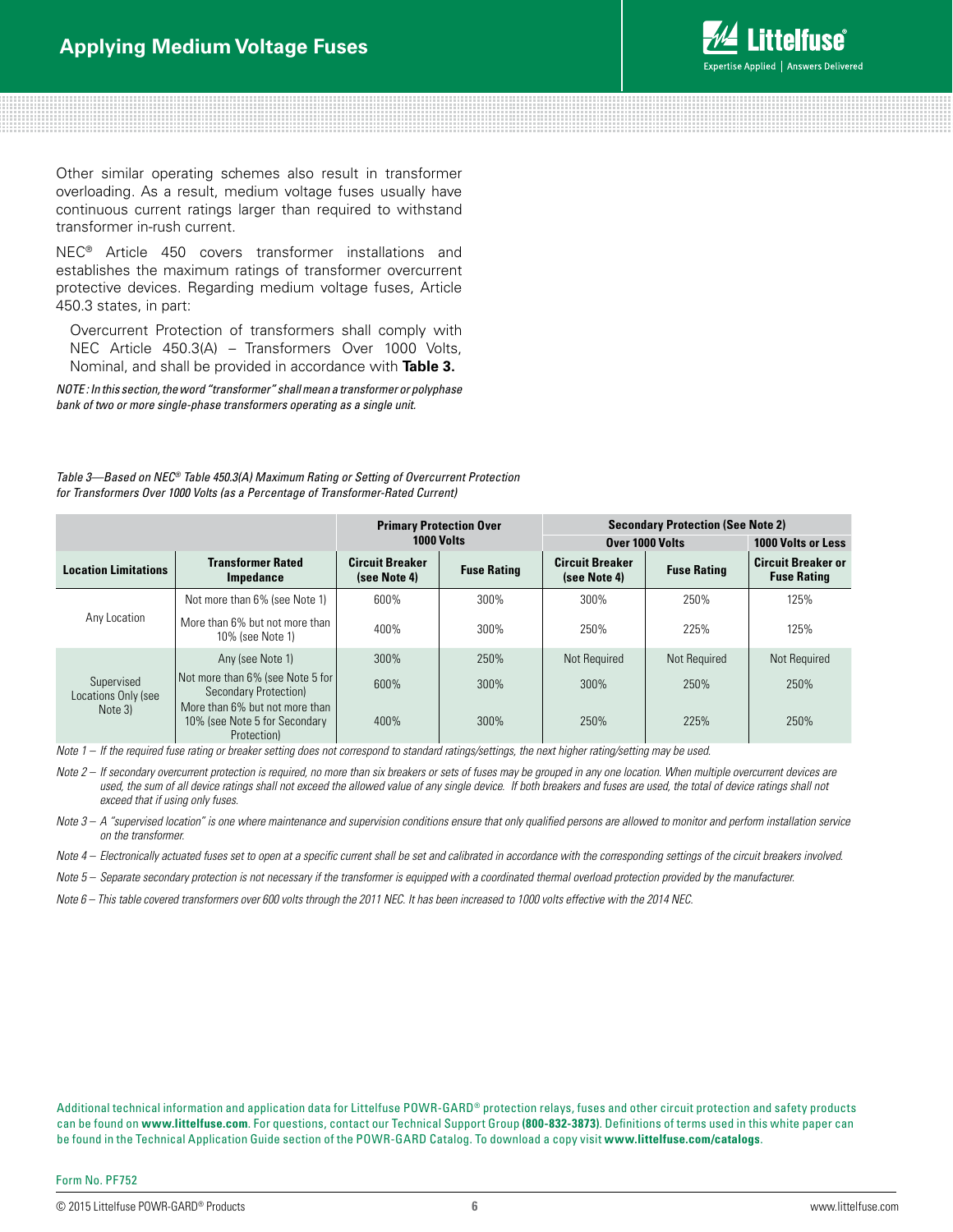Other similar operating schemes also result in transformer overloading. As a result, medium voltage fuses usually have continuous current ratings larger than required to withstand transformer in-rush current.

NEC® Article 450 covers transformer installations and establishes the maximum ratings of transformer overcurrent protective devices. Regarding medium voltage fuses, Article 450.3 states, in part:

> Overcurrent Protection of transformers shall comply with NEC Article 450.3(A) – Transformers Over 1000 Volts, Nominal, and shall be provided in accordance with **Table 3.**

*NOTE: In this section, the word "transformer" shall mean a transformer or polyphase bank of two or more single-phase transformers operating as a single unit.*

*Table 3—Based on NEC® Table 450.3(A) Maximum Rating or Setting of Overcurrent Protection for Transformers Over 1000 Volts (as a Percentage of Transformer-Rated Current)*

| | | Primary Protection Over 1000 Volts | | Secondary Protection (See Note 2) | | |
|---|---|---|---|---|---|---|
| | | | | Over 1000 Volts | | 1000 Volts or Less |
| **Location Limitations** | **Transformer Rated Impedance** | **Circuit Breaker (see Note 4)** | **Fuse Rating** | **Circuit Breaker (see Note 4)** | **Fuse Rating** | **Circuit Breaker or Fuse Rating** |
| Any Location | Not more than 6% (see Note 1) | 600% | 300% | 300% | 250% | 125% |
| | More than 6% but not more than 10% (see Note 1) | 400% | 300% | 250% | 225% | 125% |
| Supervised Locations Only (see Note 3) | Any (see Note 1) | 300% | 250% | Not Required | Not Required | Not Required |
| | Not more than 6% (see Note 5 for Secondary Protection) | 600% | 300% | 300% | 250% | 250% |
| | More than 6% but not more than 10% (see Note 5 for Secondary Protection) | 400% | 300% | 250% | 225% | 250% |

*Note 1 – If the required fuse rating or breaker setting does not correspond to standard ratings/settings, the next higher rating/setting may be used.*

*Note 2 – If secondary overcurrent protection is required, no more than six breakers or sets of fuses may be grouped in any one location. When multiple overcurrent devices are used, the sum of all device ratings shall not exceed the allowed value of any single device. If both breakers and fuses are used, the total of device ratings shall not exceed that if using only fuses.*

*Note 3 – A "supervised location" is one where maintenance and supervision conditions ensure that only qualified persons are allowed to monitor and perform installation service on the transformer.*

*Note 4 – Electronically actuated fuses set to open at a specific current shall be set and calibrated in accordance with the corresponding settings of the circuit breakers involved.*

*Note 5 – Separate secondary protection is not necessary if the transformer is equipped with a coordinated thermal overload protection provided by the manufacturer.*

*Note 6 – This table covered transformers over 600 volts through the 2011 NEC. It has been increased to 1000 volts effective with the 2014 NEC.*

Additional technical information and application data for Littelfuse POWR-GARD® protection relays, fuses and other circuit protection and safety products can be found on **www.littelfuse.com**. For questions, contact our Technical Support Group **(800-832-3873)**. Definitions of terms used in this white paper can be found in the Technical Application Guide section of the POWR-GARD Catalog. To download a copy visit **www.littelfuse.com/catalogs**.

Form No. PF752

© 2015 Littelfuse POWR-GARD® Products